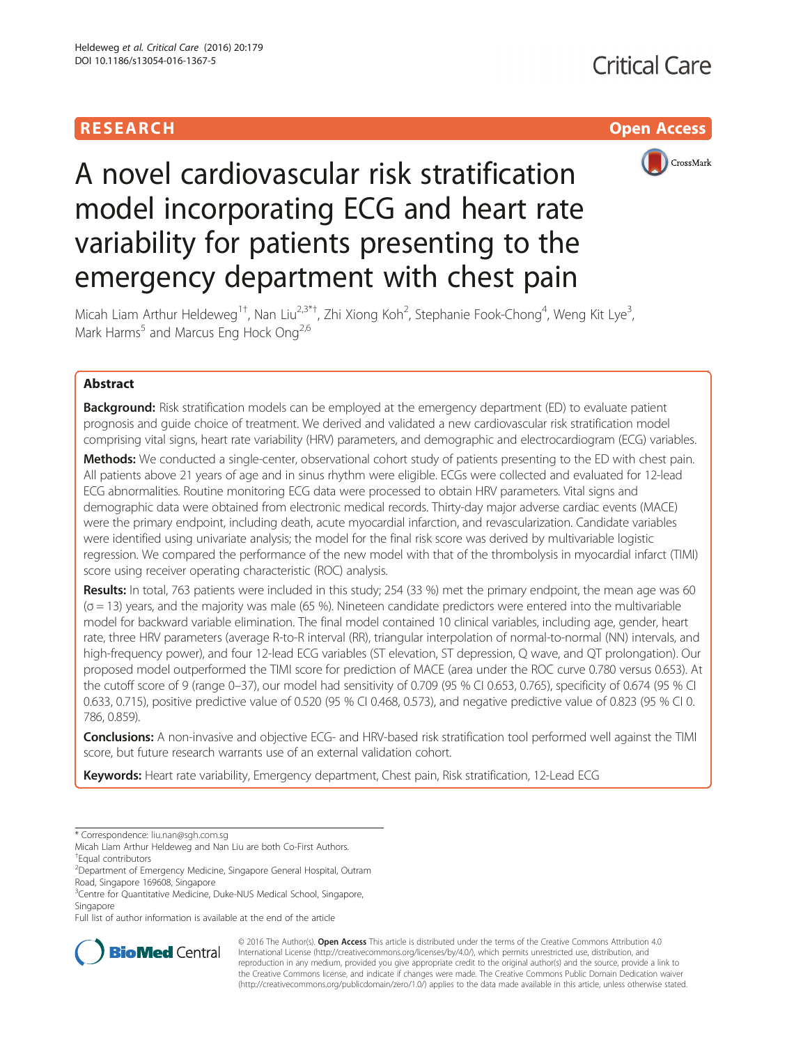RESEARCH Open Access

# A novel cardiovascular risk stratification model incorporating ECG and heart rate variability for patients presenting to the emergency department with chest pain

Micah Liam Arthur Heldeweg[1†], Nan Liu[2,3*†], Zhi Xiong Koh[2], Stephanie Fook-Chong[4], Weng Kit Lye[3], Mark Harms[5] and Marcus Eng Hock Ong[2,6]

## Abstract

**Background:** Risk stratification models can be employed at the emergency department (ED) to evaluate patient prognosis and guide choice of treatment. We derived and validated a new cardiovascular risk stratification model comprising vital signs, heart rate variability (HRV) parameters, and demographic and electrocardiogram (ECG) variables.

**Methods:** We conducted a single-center, observational cohort study of patients presenting to the ED with chest pain. All patients above 21 years of age and in sinus rhythm were eligible. ECGs were collected and evaluated for 12-lead ECG abnormalities. Routine monitoring ECG data were processed to obtain HRV parameters. Vital signs and demographic data were obtained from electronic medical records. Thirty-day major adverse cardiac events (MACE) were the primary endpoint, including death, acute myocardial infarction, and revascularization. Candidate variables were identified using univariate analysis; the model for the final risk score was derived by multivariable logistic regression. We compared the performance of the new model with that of the thrombolysis in myocardial infarct (TIMI) score using receiver operating characteristic (ROC) analysis.

**Results:** In total, 763 patients were included in this study; 254 (33 %) met the primary endpoint, the mean age was 60 ($\sigma = 13$) years, and the majority was male (65 %). Nineteen candidate predictors were entered into the multivariable model for backward variable elimination. The final model contained 10 clinical variables, including age, gender, heart rate, three HRV parameters (average R-to-R interval (RR), triangular interpolation of normal-to-normal (NN) intervals, and high-frequency power), and four 12-lead ECG variables (ST elevation, ST depression, Q wave, and QT prolongation). Our proposed model outperformed the TIMI score for prediction of MACE (area under the ROC curve 0.780 versus 0.653). At the cutoff score of 9 (range 0–37), our model had sensitivity of 0.709 (95 % CI 0.653, 0.765), specificity of 0.674 (95 % CI 0.633, 0.715), positive predictive value of 0.520 (95 % CI 0.468, 0.573), and negative predictive value of 0.823 (95 % CI 0.786, 0.859).

**Conclusions:** A non-invasive and objective ECG- and HRV-based risk stratification tool performed well against the TIMI score, but future research warrants use of an external validation cohort.

**Keywords:** Heart rate variability, Emergency department, Chest pain, Risk stratification, 12-Lead ECG

---

\* Correspondence: liu.nan@sgh.com.sg
Micah Liam Arthur Heldeweg and Nan Liu are both Co-First Authors.
†Equal contributors
[2]Department of Emergency Medicine, Singapore General Hospital, Outram Road, Singapore 169608, Singapore
[3]Centre for Quantitative Medicine, Duke-NUS Medical School, Singapore, Singapore
Full list of author information is available at the end of the article

© 2016 The Author(s). **Open Access** This article is distributed under the terms of the Creative Commons Attribution 4.0 International License (http://creativecommons.org/licenses/by/4.0/), which permits unrestricted use, distribution, and reproduction in any medium, provided you give appropriate credit to the original author(s) and the source, provide a link to the Creative Commons license, and indicate if changes were made. The Creative Commons Public Domain Dedication waiver (http://creativecommons.org/publicdomain/zero/1.0/) applies to the data made available in this article, unless otherwise stated.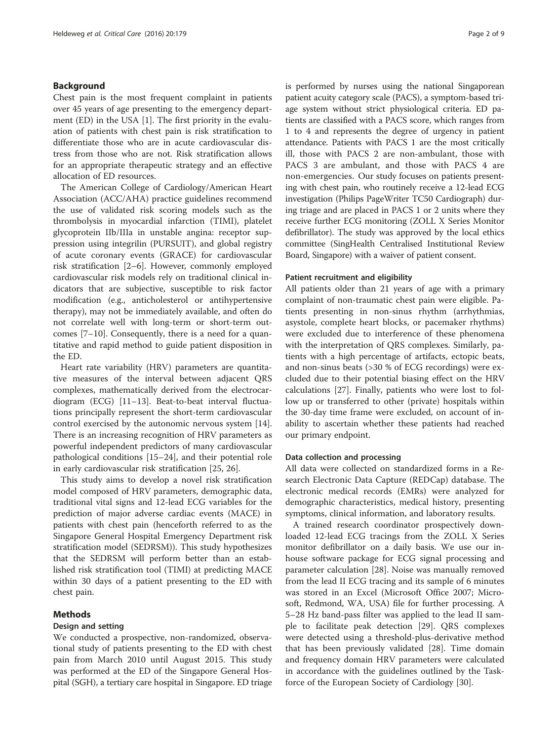## Background

Chest pain is the most frequent complaint in patients over 45 years of age presenting to the emergency department (ED) in the USA [1]. The first priority in the evaluation of patients with chest pain is risk stratification to differentiate those who are in acute cardiovascular distress from those who are not. Risk stratification allows for an appropriate therapeutic strategy and an effective allocation of ED resources.

The American College of Cardiology/American Heart Association (ACC/AHA) practice guidelines recommend the use of validated risk scoring models such as the thrombolysis in myocardial infarction (TIMI), platelet glycoprotein IIb/IIIa in unstable angina: receptor suppression using integrilin (PURSUIT), and global registry of acute coronary events (GRACE) for cardiovascular risk stratification [2–6]. However, commonly employed cardiovascular risk models rely on traditional clinical indicators that are subjective, susceptible to risk factor modification (e.g., anticholesterol or antihypertensive therapy), may not be immediately available, and often do not correlate well with long-term or short-term outcomes [7–10]. Consequently, there is a need for a quantitative and rapid method to guide patient disposition in the ED.

Heart rate variability (HRV) parameters are quantitative measures of the interval between adjacent QRS complexes, mathematically derived from the electrocardiogram (ECG) [11–13]. Beat-to-beat interval fluctuations principally represent the short-term cardiovascular control exercised by the autonomic nervous system [14]. There is an increasing recognition of HRV parameters as powerful independent predictors of many cardiovascular pathological conditions [15–24], and their potential role in early cardiovascular risk stratification [25, 26].

This study aims to develop a novel risk stratification model composed of HRV parameters, demographic data, traditional vital signs and 12-lead ECG variables for the prediction of major adverse cardiac events (MACE) in patients with chest pain (henceforth referred to as the Singapore General Hospital Emergency Department risk stratification model (SEDRSM)). This study hypothesizes that the SEDRSM will perform better than an established risk stratification tool (TIMI) at predicting MACE within 30 days of a patient presenting to the ED with chest pain.

## Methods

### Design and setting

We conducted a prospective, non-randomized, observational study of patients presenting to the ED with chest pain from March 2010 until August 2015. This study was performed at the ED of the Singapore General Hospital (SGH), a tertiary care hospital in Singapore. ED triage is performed by nurses using the national Singaporean patient acuity category scale (PACS), a symptom-based triage system without strict physiological criteria. ED patients are classified with a PACS score, which ranges from 1 to 4 and represents the degree of urgency in patient attendance. Patients with PACS 1 are the most critically ill, those with PACS 2 are non-ambulant, those with PACS 3 are ambulant, and those with PACS 4 are non-emergencies. Our study focuses on patients presenting with chest pain, who routinely receive a 12-lead ECG investigation (Philips PageWriter TC50 Cardiograph) during triage and are placed in PACS 1 or 2 units where they receive further ECG monitoring (ZOLL X Series Monitor defibrillator). The study was approved by the local ethics committee (SingHealth Centralised Institutional Review Board, Singapore) with a waiver of patient consent.

### Patient recruitment and eligibility

All patients older than 21 years of age with a primary complaint of non-traumatic chest pain were eligible. Patients presenting in non-sinus rhythm (arrhythmias, asystole, complete heart blocks, or pacemaker rhythms) were excluded due to interference of these phenomena with the interpretation of QRS complexes. Similarly, patients with a high percentage of artifacts, ectopic beats, and non-sinus beats (>30 % of ECG recordings) were excluded due to their potential biasing effect on the HRV calculations [27]. Finally, patients who were lost to follow up or transferred to other (private) hospitals within the 30-day time frame were excluded, on account of inability to ascertain whether these patients had reached our primary endpoint.

### Data collection and processing

All data were collected on standardized forms in a Research Electronic Data Capture (REDCap) database. The electronic medical records (EMRs) were analyzed for demographic characteristics, medical history, presenting symptoms, clinical information, and laboratory results.

A trained research coordinator prospectively downloaded 12-lead ECG tracings from the ZOLL X Series monitor defibrillator on a daily basis. We use our in-house software package for ECG signal processing and parameter calculation [28]. Noise was manually removed from the lead II ECG tracing and its sample of 6 minutes was stored in an Excel (Microsoft Office 2007; Microsoft, Redmond, WA, USA) file for further processing. A 5–28 Hz band-pass filter was applied to the lead II sample to facilitate peak detection [29]. QRS complexes were detected using a threshold-plus-derivative method that has been previously validated [28]. Time domain and frequency domain HRV parameters were calculated in accordance with the guidelines outlined by the Taskforce of the European Society of Cardiology [30].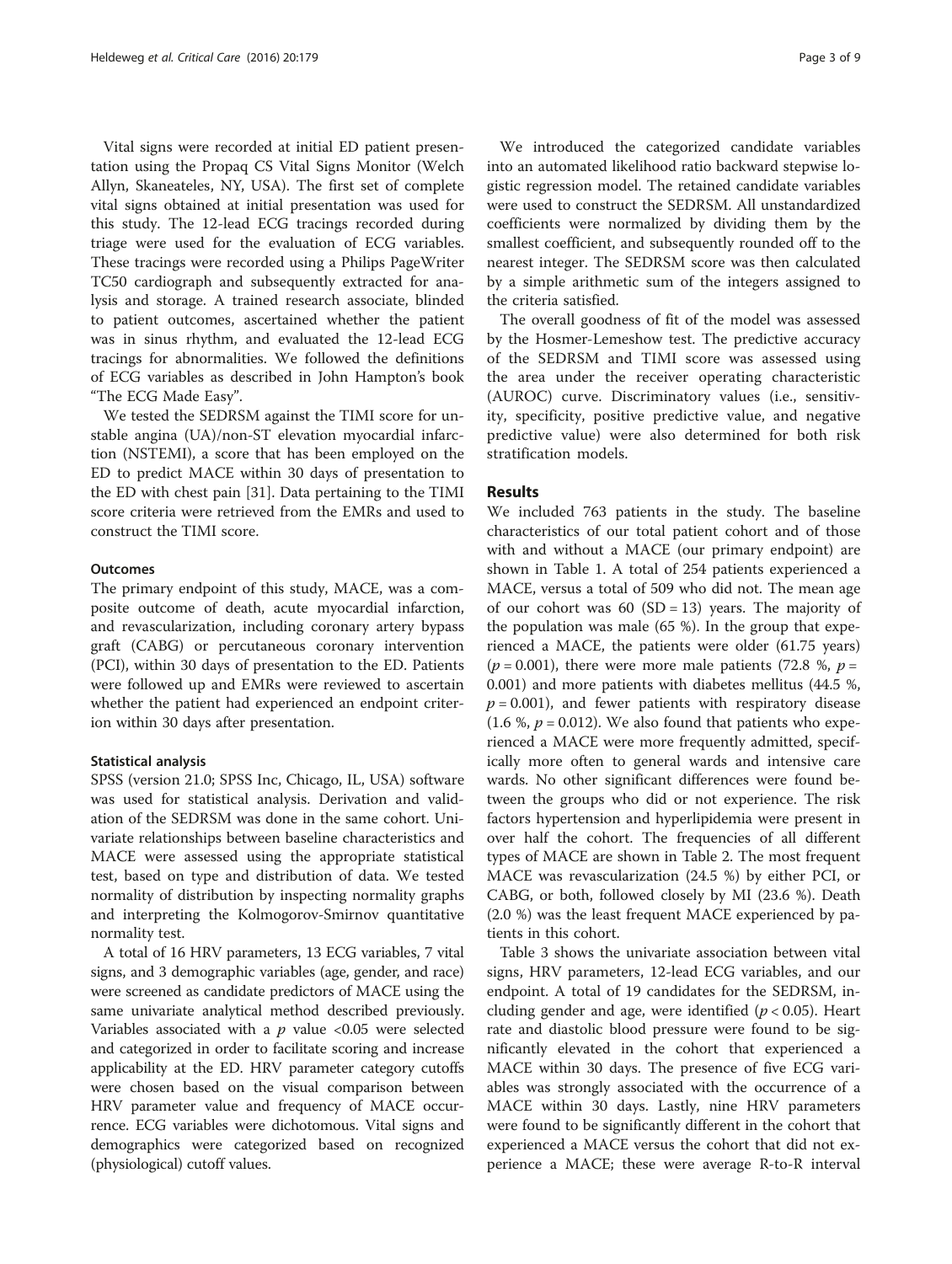Vital signs were recorded at initial ED patient presentation using the Propaq CS Vital Signs Monitor (Welch Allyn, Skaneateles, NY, USA). The first set of complete vital signs obtained at initial presentation was used for this study. The 12-lead ECG tracings recorded during triage were used for the evaluation of ECG variables. These tracings were recorded using a Philips PageWriter TC50 cardiograph and subsequently extracted for analysis and storage. A trained research associate, blinded to patient outcomes, ascertained whether the patient was in sinus rhythm, and evaluated the 12-lead ECG tracings for abnormalities. We followed the definitions of ECG variables as described in John Hampton's book "The ECG Made Easy".

We tested the SEDRSM against the TIMI score for unstable angina (UA)/non-ST elevation myocardial infarction (NSTEMI), a score that has been employed on the ED to predict MACE within 30 days of presentation to the ED with chest pain [31]. Data pertaining to the TIMI score criteria were retrieved from the EMRs and used to construct the TIMI score.

### Outcomes

The primary endpoint of this study, MACE, was a composite outcome of death, acute myocardial infarction, and revascularization, including coronary artery bypass graft (CABG) or percutaneous coronary intervention (PCI), within 30 days of presentation to the ED. Patients were followed up and EMRs were reviewed to ascertain whether the patient had experienced an endpoint criterion within 30 days after presentation.

### Statistical analysis

SPSS (version 21.0; SPSS Inc, Chicago, IL, USA) software was used for statistical analysis. Derivation and validation of the SEDRSM was done in the same cohort. Univariate relationships between baseline characteristics and MACE were assessed using the appropriate statistical test, based on type and distribution of data. We tested normality of distribution by inspecting normality graphs and interpreting the Kolmogorov-Smirnov quantitative normality test.

A total of 16 HRV parameters, 13 ECG variables, 7 vital signs, and 3 demographic variables (age, gender, and race) were screened as candidate predictors of MACE using the same univariate analytical method described previously. Variables associated with a $p$ value <0.05 were selected and categorized in order to facilitate scoring and increase applicability at the ED. HRV parameter category cutoffs were chosen based on the visual comparison between HRV parameter value and frequency of MACE occurrence. ECG variables were dichotomous. Vital signs and demographics were categorized based on recognized (physiological) cutoff values.

We introduced the categorized candidate variables into an automated likelihood ratio backward stepwise logistic regression model. The retained candidate variables were used to construct the SEDRSM. All unstandardized coefficients were normalized by dividing them by the smallest coefficient, and subsequently rounded off to the nearest integer. The SEDRSM score was then calculated by a simple arithmetic sum of the integers assigned to the criteria satisfied.

The overall goodness of fit of the model was assessed by the Hosmer-Lemeshow test. The predictive accuracy of the SEDRSM and TIMI score was assessed using the area under the receiver operating characteristic (AUROC) curve. Discriminatory values (i.e., sensitivity, specificity, positive predictive value, and negative predictive value) were also determined for both risk stratification models.

## Results

We included 763 patients in the study. The baseline characteristics of our total patient cohort and of those with and without a MACE (our primary endpoint) are shown in Table 1. A total of 254 patients experienced a MACE, versus a total of 509 who did not. The mean age of our cohort was 60 (SD = 13) years. The majority of the population was male (65 %). In the group that experienced a MACE, the patients were older (61.75 years) ($p = 0.001$), there were more male patients (72.8 %, $p = 0.001$) and more patients with diabetes mellitus (44.5 %, $p = 0.001$), and fewer patients with respiratory disease (1.6 %, $p = 0.012$). We also found that patients who experienced a MACE were more frequently admitted, specifically more often to general wards and intensive care wards. No other significant differences were found between the groups who did or not experience. The risk factors hypertension and hyperlipidemia were present in over half the cohort. The frequencies of all different types of MACE are shown in Table 2. The most frequent MACE was revascularization (24.5 %) by either PCI, or CABG, or both, followed closely by MI (23.6 %). Death (2.0 %) was the least frequent MACE experienced by patients in this cohort.

Table 3 shows the univariate association between vital signs, HRV parameters, 12-lead ECG variables, and our endpoint. A total of 19 candidates for the SEDRSM, including gender and age, were identified ($p < 0.05$). Heart rate and diastolic blood pressure were found to be significantly elevated in the cohort that experienced a MACE within 30 days. The presence of five ECG variables was strongly associated with the occurrence of a MACE within 30 days. Lastly, nine HRV parameters were found to be significantly different in the cohort that experienced a MACE versus the cohort that did not experience a MACE; these were average R-to-R interval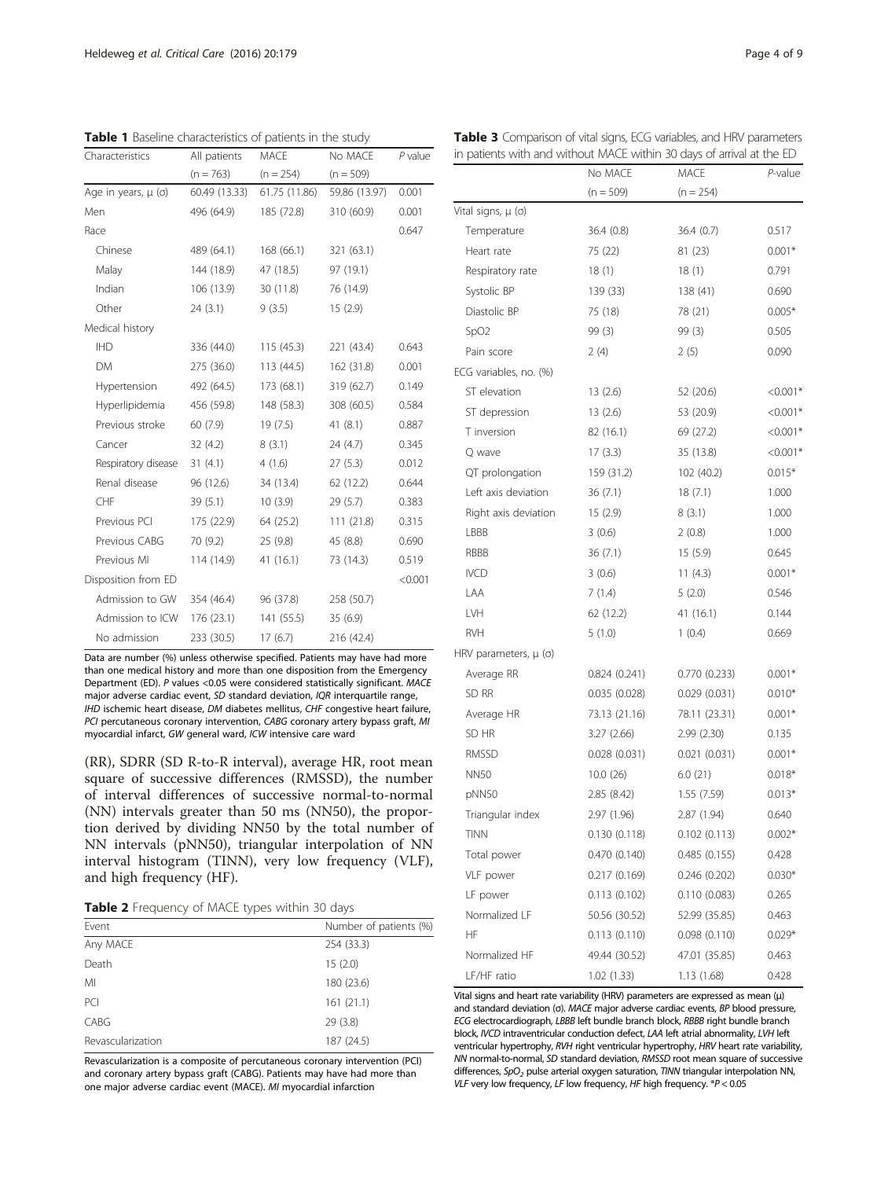**Table 1** Baseline characteristics of patients in the study

| Characteristics | All patients (n = 763) | MACE (n = 254) | No MACE (n = 509) | P value |
|---|---|---|---|---|
| Age in years, μ (σ) | 60.49 (13.33) | 61.75 (11.86) | 59.86 (13.97) | 0.001 |
| Men | 496 (64.9) | 185 (72.8) | 310 (60.9) | 0.001 |
| Race | | | | 0.647 |
| Chinese | 489 (64.1) | 168 (66.1) | 321 (63.1) | |
| Malay | 144 (18.9) | 47 (18.5) | 97 (19.1) | |
| Indian | 106 (13.9) | 30 (11.8) | 76 (14.9) | |
| Other | 24 (3.1) | 9 (3.5) | 15 (2.9) | |
| Medical history | | | | |
| IHD | 336 (44.0) | 115 (45.3) | 221 (43.4) | 0.643 |
| DM | 275 (36.0) | 113 (44.5) | 162 (31.8) | 0.001 |
| Hypertension | 492 (64.5) | 173 (68.1) | 319 (62.7) | 0.149 |
| Hyperlipidemia | 456 (59.8) | 148 (58.3) | 308 (60.5) | 0.584 |
| Previous stroke | 60 (7.9) | 19 (7.5) | 41 (8.1) | 0.887 |
| Cancer | 32 (4.2) | 8 (3.1) | 24 (4.7) | 0.345 |
| Respiratory disease | 31 (4.1) | 4 (1.6) | 27 (5.3) | 0.012 |
| Renal disease | 96 (12.6) | 34 (13.4) | 62 (12.2) | 0.644 |
| CHF | 39 (5.1) | 10 (3.9) | 29 (5.7) | 0.383 |
| Previous PCI | 175 (22.9) | 64 (25.2) | 111 (21.8) | 0.315 |
| Previous CABG | 70 (9.2) | 25 (9.8) | 45 (8.8) | 0.690 |
| Previous MI | 114 (14.9) | 41 (16.1) | 73 (14.3) | 0.519 |
| Disposition from ED | | | | <0.001 |
| Admission to GW | 354 (46.4) | 96 (37.8) | 258 (50.7) | |
| Admission to ICW | 176 (23.1) | 141 (55.5) | 35 (6.9) | |
| No admission | 233 (30.5) | 17 (6.7) | 216 (42.4) | |

Data are number (%) unless otherwise specified. Patients may have had more than one medical history and more than one disposition from the Emergency Department (ED). *P* values <0.05 were considered statistically significant. *MACE* major adverse cardiac event, *SD* standard deviation, *IQR* interquartile range, *IHD* ischemic heart disease, *DM* diabetes mellitus, *CHF* congestive heart failure, *PCI* percutaneous coronary intervention, *CABG* coronary artery bypass graft, *MI* myocardial infarct, *GW* general ward, *ICW* intensive care ward

(RR), SDRR (SD R-to-R interval), average HR, root mean square of successive differences (RMSSD), the number of interval differences of successive normal-to-normal (NN) intervals greater than 50 ms (NN50), the proportion derived by dividing NN50 by the total number of NN intervals (pNN50), triangular interpolation of NN interval histogram (TINN), very low frequency (VLF), and high frequency (HF).

**Table 2** Frequency of MACE types within 30 days

| Event | Number of patients (%) |
|---|---|
| Any MACE | 254 (33.3) |
| Death | 15 (2.0) |
| MI | 180 (23.6) |
| PCI | 161 (21.1) |
| CABG | 29 (3.8) |
| Revascularization | 187 (24.5) |

Revascularization is a composite of percutaneous coronary intervention (PCI) and coronary artery bypass graft (CABG). Patients may have had more than one major adverse cardiac event (MACE). *MI* myocardial infarction

**Table 3** Comparison of vital signs, ECG variables, and HRV parameters in patients with and without MACE within 30 days of arrival at the ED

| | No MACE (n = 509) | MACE (n = 254) | P-value |
|---|---|---|---|
| Vital signs, μ (σ) | | | |
| Temperature | 36.4 (0.8) | 36.4 (0.7) | 0.517 |
| Heart rate | 75 (22) | 81 (23) | 0.001* |
| Respiratory rate | 18 (1) | 18 (1) | 0.791 |
| Systolic BP | 139 (33) | 138 (41) | 0.690 |
| Diastolic BP | 75 (18) | 78 (21) | 0.005* |
| $SpO_2$ | 99 (3) | 99 (3) | 0.505 |
| Pain score | 2 (4) | 2 (5) | 0.090 |
| ECG variables, no. (%) | | | |
| ST elevation | 13 (2.6) | 52 (20.6) | <0.001* |
| ST depression | 13 (2.6) | 53 (20.9) | <0.001* |
| T inversion | 82 (16.1) | 69 (27.2) | <0.001* |
| Q wave | 17 (3.3) | 35 (13.8) | <0.001* |
| QT prolongation | 159 (31.2) | 102 (40.2) | 0.015* |
| Left axis deviation | 36 (7.1) | 18 (7.1) | 1.000 |
| Right axis deviation | 15 (2.9) | 8 (3.1) | 1.000 |
| LBBB | 3 (0.6) | 2 (0.8) | 1.000 |
| RBBB | 36 (7.1) | 15 (5.9) | 0.645 |
| IVCD | 3 (0.6) | 11 (4.3) | 0.001* |
| LAA | 7 (1.4) | 5 (2.0) | 0.546 |
| LVH | 62 (12.2) | 41 (16.1) | 0.144 |
| RVH | 5 (1.0) | 1 (0.4) | 0.669 |
| HRV parameters, μ (σ) | | | |
| Average RR | 0.824 (0.241) | 0.770 (0.233) | 0.001* |
| SD RR | 0.035 (0.028) | 0.029 (0.031) | 0.010* |
| Average HR | 73.13 (21.16) | 78.11 (23.31) | 0.001* |
| SD HR | 3.27 (2.66) | 2.99 (2.30) | 0.135 |
| RMSSD | 0.028 (0.031) | 0.021 (0.031) | 0.001* |
| NN50 | 10.0 (26) | 6.0 (21) | 0.018* |
| pNN50 | 2.85 (8.42) | 1.55 (7.59) | 0.013* |
| Triangular index | 2.97 (1.96) | 2.87 (1.94) | 0.640 |
| TINN | 0.130 (0.118) | 0.102 (0.113) | 0.002* |
| Total power | 0.470 (0.140) | 0.485 (0.155) | 0.428 |
| VLF power | 0.217 (0.169) | 0.246 (0.202) | 0.030* |
| LF power | 0.113 (0.102) | 0.110 (0.083) | 0.265 |
| Normalized LF | 50.56 (30.52) | 52.99 (35.85) | 0.463 |
| HF | 0.113 (0.110) | 0.098 (0.110) | 0.029* |
| Normalized HF | 49.44 (30.52) | 47.01 (35.85) | 0.463 |
| LF/HF ratio | 1.02 (1.33) | 1.13 (1.68) | 0.428 |

Vital signs and heart rate variability (HRV) parameters are expressed as mean (μ) and standard deviation (σ). *MACE* major adverse cardiac events, *BP* blood pressure, *ECG* electrocardiograph, *LBBB* left bundle branch block, *RBBB* right bundle branch block, *IVCD* intraventricular conduction defect, *LAA* left atrial abnormality, *LVH* left ventricular hypertrophy, *RVH* right ventricular hypertrophy, *HRV* heart rate variability, *NN* normal-to-normal, *SD* standard deviation, *RMSSD* root mean square of successive differences, $SpO_2$ pulse arterial oxygen saturation, *TINN* triangular interpolation NN, *VLF* very low frequency, *LF* low frequency, *HF* high frequency. *$P < 0.05$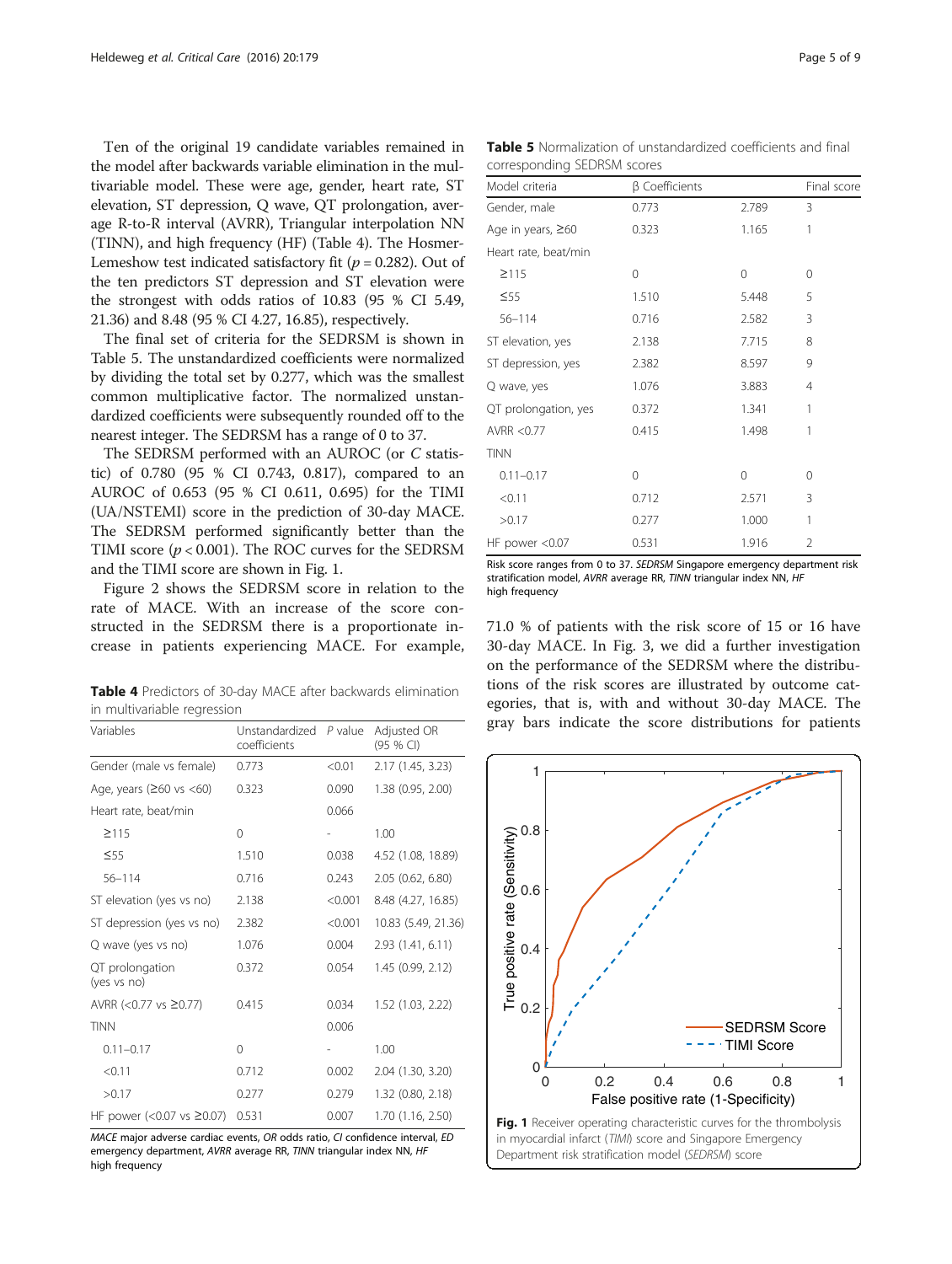Ten of the original 19 candidate variables remained in the model after backwards variable elimination in the multivariable model. These were age, gender, heart rate, ST elevation, ST depression, Q wave, QT prolongation, average R-to-R interval (AVRR), Triangular interpolation NN (TINN), and high frequency (HF) (Table 4). The Hosmer-Lemeshow test indicated satisfactory fit ($p = 0.282$). Out of the ten predictors ST depression and ST elevation were the strongest with odds ratios of 10.83 (95 % CI 5.49, 21.36) and 8.48 (95 % CI 4.27, 16.85), respectively.

The final set of criteria for the SEDRSM is shown in Table 5. The unstandardized coefficients were normalized by dividing the total set by 0.277, which was the smallest common multiplicative factor. The normalized unstandardized coefficients were subsequently rounded off to the nearest integer. The SEDRSM has a range of 0 to 37.

The SEDRSM performed with an AUROC (or *C* statistic) of 0.780 (95 % CI 0.743, 0.817), compared to an AUROC of 0.653 (95 % CI 0.611, 0.695) for the TIMI (UA/NSTEMI) score in the prediction of 30-day MACE. The SEDRSM performed significantly better than the TIMI score ($p < 0.001$). The ROC curves for the SEDRSM and the TIMI score are shown in Fig. 1.

Figure 2 shows the SEDRSM score in relation to the rate of MACE. With an increase of the score constructed in the SEDRSM there is a proportionate increase in patients experiencing MACE. For example, 71.0 % of patients with the risk score of 15 or 16 have 30-day MACE. In Fig. 3, we did a further investigation on the performance of the SEDRSM where the distributions of the risk scores are illustrated by outcome categories, that is, with and without 30-day MACE. The gray bars indicate the score distributions for patients

**Table 4** Predictors of 30-day MACE after backwards elimination in multivariable regression

| Variables | Unstandardized coefficients | *P* value | Adjusted OR (95 % CI) |
|---|---|---|---|
| Gender (male vs female) | 0.773 | <0.01 | 2.17 (1.45, 3.23) |
| Age, years (≥60 vs <60) | 0.323 | 0.090 | 1.38 (0.95, 2.00) |
| Heart rate, beat/min | | 0.066 | |
| ≥115 | 0 | - | 1.00 |
| ≤55 | 1.510 | 0.038 | 4.52 (1.08, 18.89) |
| 56–114 | 0.716 | 0.243 | 2.05 (0.62, 6.80) |
| ST elevation (yes vs no) | 2.138 | <0.001 | 8.48 (4.27, 16.85) |
| ST depression (yes vs no) | 2.382 | <0.001 | 10.83 (5.49, 21.36) |
| Q wave (yes vs no) | 1.076 | 0.004 | 2.93 (1.41, 6.11) |
| QT prolongation (yes vs no) | 0.372 | 0.054 | 1.45 (0.99, 2.12) |
| AVRR (<0.77 vs ≥0.77) | 0.415 | 0.034 | 1.52 (1.03, 2.22) |
| TINN | | 0.006 | |
| 0.11–0.17 | 0 | - | 1.00 |
| <0.11 | 0.712 | 0.002 | 2.04 (1.30, 3.20) |
| >0.17 | 0.277 | 0.279 | 1.32 (0.80, 2.18) |
| HF power (<0.07 vs ≥0.07) | 0.531 | 0.007 | 1.70 (1.16, 2.50) |

*MACE* major adverse cardiac events, *OR* odds ratio, *CI* confidence interval, *ED* emergency department, *AVRR* average RR, *TINN* triangular index NN, *HF* high frequency

**Table 5** Normalization of unstandardized coefficients and final corresponding SEDRSM scores

| Model criteria | β Coefficients | | Final score |
|---|---|---|---|
| Gender, male | 0.773 | 2.789 | 3 |
| Age in years, ≥60 | 0.323 | 1.165 | 1 |
| Heart rate, beat/min | | | |
| ≥115 | 0 | 0 | 0 |
| ≤55 | 1.510 | 5.448 | 5 |
| 56–114 | 0.716 | 2.582 | 3 |
| ST elevation, yes | 2.138 | 7.715 | 8 |
| ST depression, yes | 2.382 | 8.597 | 9 |
| Q wave, yes | 1.076 | 3.883 | 4 |
| QT prolongation, yes | 0.372 | 1.341 | 1 |
| AVRR <0.77 | 0.415 | 1.498 | 1 |
| TINN | | | |
| 0.11–0.17 | 0 | 0 | 0 |
| <0.11 | 0.712 | 2.571 | 3 |
| >0.17 | 0.277 | 1.000 | 1 |
| HF power <0.07 | 0.531 | 1.916 | 2 |

Risk score ranges from 0 to 37. *SEDRSM* Singapore emergency department risk stratification model, *AVRR* average RR, *TINN* triangular index NN, *HF* high frequency

**Fig. 1** Receiver operating characteristic curves for the thrombolysis in myocardial infarct (*TIMI*) score and Singapore Emergency Department risk stratification model (*SEDRSM*) score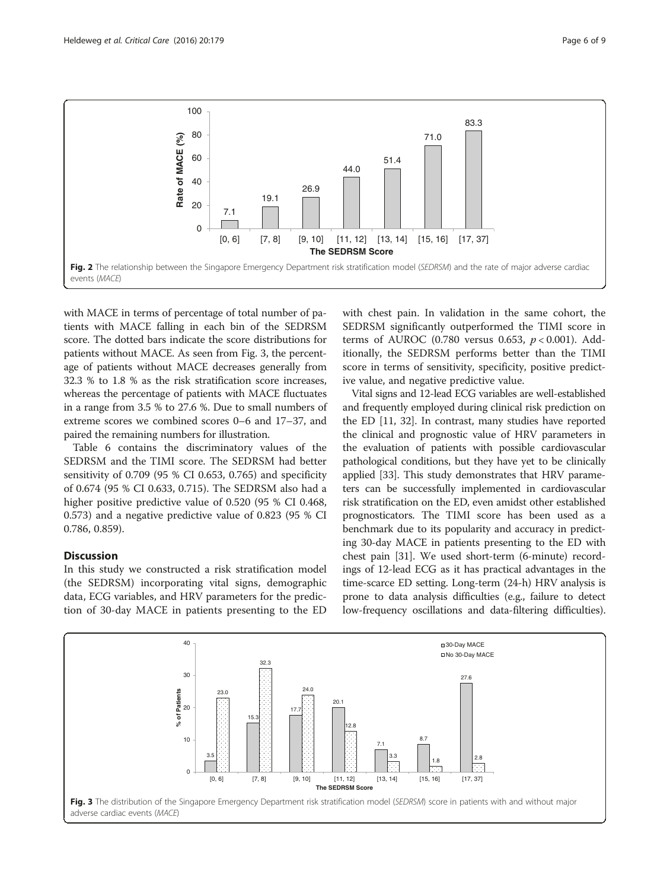Fig. 2 The relationship between the Singapore Emergency Department risk stratification model (*SEDRSM*) and the rate of major adverse cardiac events (*MACE*)

with MACE in terms of percentage of total number of patients with MACE falling in each bin of the SEDRSM score. The dotted bars indicate the score distributions for patients without MACE. As seen from Fig. 3, the percentage of patients without MACE decreases generally from 32.3 % to 1.8 % as the risk stratification score increases, whereas the percentage of patients with MACE fluctuates in a range from 3.5 % to 27.6 %. Due to small numbers of extreme scores we combined scores 0–6 and 17–37, and paired the remaining numbers for illustration.

Table 6 contains the discriminatory values of the SEDRSM and the TIMI score. The SEDRSM had better sensitivity of 0.709 (95 % CI 0.653, 0.765) and specificity of 0.674 (95 % CI 0.633, 0.715). The SEDRSM also had a higher positive predictive value of 0.520 (95 % CI 0.468, 0.573) and a negative predictive value of 0.823 (95 % CI 0.786, 0.859).

## Discussion

In this study we constructed a risk stratification model (the SEDRSM) incorporating vital signs, demographic data, ECG variables, and HRV parameters for the prediction of 30-day MACE in patients presenting to the ED with chest pain. In validation in the same cohort, the SEDRSM significantly outperformed the TIMI score in terms of AUROC (0.780 versus 0.653, $p < 0.001$). Additionally, the SEDRSM performs better than the TIMI score in terms of sensitivity, specificity, positive predictive value, and negative predictive value.

Vital signs and 12-lead ECG variables are well-established and frequently employed during clinical risk prediction on the ED [11, 32]. In contrast, many studies have reported the clinical and prognostic value of HRV parameters in the evaluation of patients with possible cardiovascular pathological conditions, but they have yet to be clinically applied [33]. This study demonstrates that HRV parameters can be successfully implemented in cardiovascular risk stratification on the ED, even amidst other established prognosticators. The TIMI score has been used as a benchmark due to its popularity and accuracy in predicting 30-day MACE in patients presenting to the ED with chest pain [31]. We used short-term (6-minute) recordings of 12-lead ECG as it has practical advantages in the time-scarce ED setting. Long-term (24-h) HRV analysis is prone to data analysis difficulties (e.g., failure to detect low-frequency oscillations and data-filtering difficulties).

Fig. 3 The distribution of the Singapore Emergency Department risk stratification model (*SEDRSM*) score in patients with and without major adverse cardiac events (*MACE*)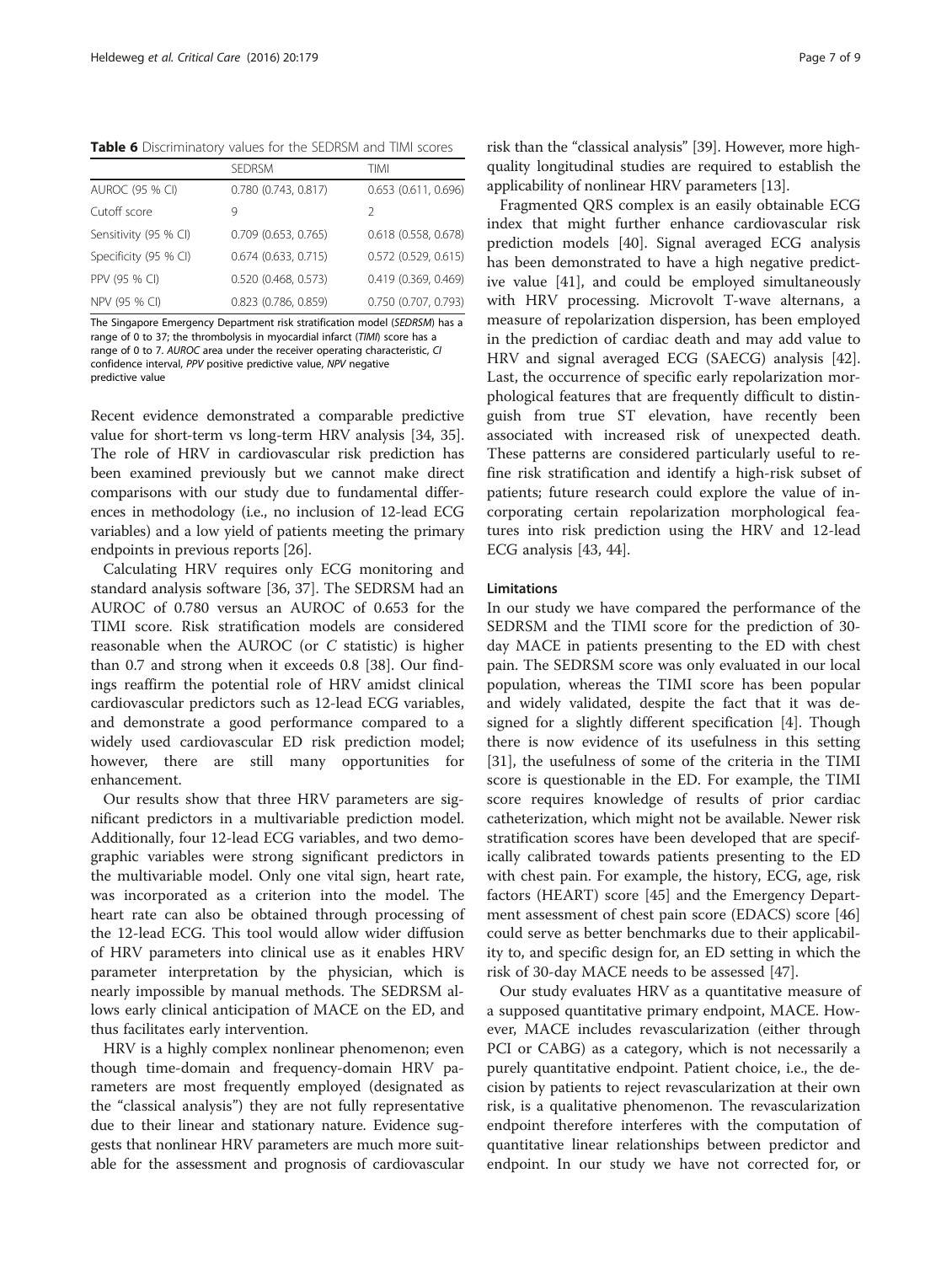**Table 6** Discriminatory values for the SEDRSM and TIMI scores

| | SEDRSM | TIMI |
|---|---|---|
| AUROC (95 % CI) | 0.780 (0.743, 0.817) | 0.653 (0.611, 0.696) |
| Cutoff score | 9 | 2 |
| Sensitivity (95 % CI) | 0.709 (0.653, 0.765) | 0.618 (0.558, 0.678) |
| Specificity (95 % CI) | 0.674 (0.633, 0.715) | 0.572 (0.529, 0.615) |
| PPV (95 % CI) | 0.520 (0.468, 0.573) | 0.419 (0.369, 0.469) |
| NPV (95 % CI) | 0.823 (0.786, 0.859) | 0.750 (0.707, 0.793) |

The Singapore Emergency Department risk stratification model (*SEDRSM*) has a range of 0 to 37; the thrombolysis in myocardial infarct (*TIMI*) score has a range of 0 to 7. *AUROC* area under the receiver operating characteristic, *CI* confidence interval, *PPV* positive predictive value, *NPV* negative predictive value

Recent evidence demonstrated a comparable predictive value for short-term vs long-term HRV analysis [34, 35]. The role of HRV in cardiovascular risk prediction has been examined previously but we cannot make direct comparisons with our study due to fundamental differences in methodology (i.e., no inclusion of 12-lead ECG variables) and a low yield of patients meeting the primary endpoints in previous reports [26].

Calculating HRV requires only ECG monitoring and standard analysis software [36, 37]. The SEDRSM had an AUROC of 0.780 versus an AUROC of 0.653 for the TIMI score. Risk stratification models are considered reasonable when the AUROC (or *C* statistic) is higher than 0.7 and strong when it exceeds 0.8 [38]. Our findings reaffirm the potential role of HRV amidst clinical cardiovascular predictors such as 12-lead ECG variables, and demonstrate a good performance compared to a widely used cardiovascular ED risk prediction model; however, there are still many opportunities for enhancement.

Our results show that three HRV parameters are significant predictors in a multivariable prediction model. Additionally, four 12-lead ECG variables, and two demographic variables were strong significant predictors in the multivariable model. Only one vital sign, heart rate, was incorporated as a criterion into the model. The heart rate can also be obtained through processing of the 12-lead ECG. This tool would allow wider diffusion of HRV parameters into clinical use as it enables HRV parameter interpretation by the physician, which is nearly impossible by manual methods. The SEDRSM allows early clinical anticipation of MACE on the ED, and thus facilitates early intervention.

HRV is a highly complex nonlinear phenomenon; even though time-domain and frequency-domain HRV parameters are most frequently employed (designated as the "classical analysis") they are not fully representative due to their linear and stationary nature. Evidence suggests that nonlinear HRV parameters are much more suitable for the assessment and prognosis of cardiovascular risk than the "classical analysis" [39]. However, more high-quality longitudinal studies are required to establish the applicability of nonlinear HRV parameters [13].

Fragmented QRS complex is an easily obtainable ECG index that might further enhance cardiovascular risk prediction models [40]. Signal averaged ECG analysis has been demonstrated to have a high negative predictive value [41], and could be employed simultaneously with HRV processing. Microvolt T-wave alternans, a measure of repolarization dispersion, has been employed in the prediction of cardiac death and may add value to HRV and signal averaged ECG (SAECG) analysis [42]. Last, the occurrence of specific early repolarization morphological features that are frequently difficult to distinguish from true ST elevation, have recently been associated with increased risk of unexpected death. These patterns are considered particularly useful to refine risk stratification and identify a high-risk subset of patients; future research could explore the value of incorporating certain repolarization morphological features into risk prediction using the HRV and 12-lead ECG analysis [43, 44].

### Limitations

In our study we have compared the performance of the SEDRSM and the TIMI score for the prediction of 30-day MACE in patients presenting to the ED with chest pain. The SEDRSM score was only evaluated in our local population, whereas the TIMI score has been popular and widely validated, despite the fact that it was designed for a slightly different specification [4]. Though there is now evidence of its usefulness in this setting [31], the usefulness of some of the criteria in the TIMI score is questionable in the ED. For example, the TIMI score requires knowledge of results of prior cardiac catheterization, which might not be available. Newer risk stratification scores have been developed that are specifically calibrated towards patients presenting to the ED with chest pain. For example, the history, ECG, age, risk factors (HEART) score [45] and the Emergency Department assessment of chest pain score (EDACS) score [46] could serve as better benchmarks due to their applicability to, and specific design for, an ED setting in which the risk of 30-day MACE needs to be assessed [47].

Our study evaluates HRV as a quantitative measure of a supposed quantitative primary endpoint, MACE. However, MACE includes revascularization (either through PCI or CABG) as a category, which is not necessarily a purely quantitative endpoint. Patient choice, i.e., the decision by patients to reject revascularization at their own risk, is a qualitative phenomenon. The revascularization endpoint therefore interferes with the computation of quantitative linear relationships between predictor and endpoint. In our study we have not corrected for, or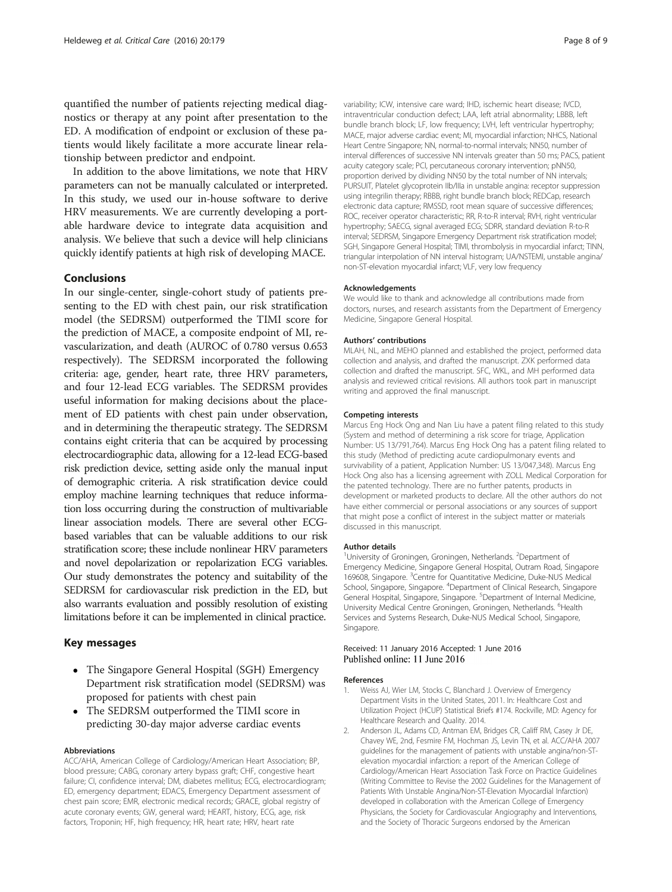quantified the number of patients rejecting medical diagnostics or therapy at any point after presentation to the ED. A modification of endpoint or exclusion of these patients would likely facilitate a more accurate linear relationship between predictor and endpoint.

In addition to the above limitations, we note that HRV parameters can not be manually calculated or interpreted. In this study, we used our in-house software to derive HRV measurements. We are currently developing a portable hardware device to integrate data acquisition and analysis. We believe that such a device will help clinicians quickly identify patients at high risk of developing MACE.

## Conclusions

In our single-center, single-cohort study of patients presenting to the ED with chest pain, our risk stratification model (the SEDRSM) outperformed the TIMI score for the prediction of MACE, a composite endpoint of MI, revascularization, and death (AUROC of 0.780 versus 0.653 respectively). The SEDRSM incorporated the following criteria: age, gender, heart rate, three HRV parameters, and four 12-lead ECG variables. The SEDRSM provides useful information for making decisions about the placement of ED patients with chest pain under observation, and in determining the therapeutic strategy. The SEDRSM contains eight criteria that can be acquired by processing electrocardiographic data, allowing for a 12-lead ECG-based risk prediction device, setting aside only the manual input of demographic criteria. A risk stratification device could employ machine learning techniques that reduce information loss occurring during the construction of multivariable linear association models. There are several other ECG-based variables that can be valuable additions to our risk stratification score; these include nonlinear HRV parameters and novel depolarization or repolarization ECG variables. Our study demonstrates the potency and suitability of the SEDRSM for cardiovascular risk prediction in the ED, but also warrants evaluation and possibly resolution of existing limitations before it can be implemented in clinical practice.

## Key messages

- The Singapore General Hospital (SGH) Emergency Department risk stratification model (SEDRSM) was proposed for patients with chest pain
- The SEDRSM outperformed the TIMI score in predicting 30-day major adverse cardiac events

#### Abbreviations

ACC/AHA, American College of Cardiology/American Heart Association; BP, blood pressure; CABG, coronary artery bypass graft; CHF, congestive heart failure; CI, confidence interval; DM, diabetes mellitus; ECG, electrocardiogram; ED, emergency department; EDACS, Emergency Department assessment of chest pain score; EMR, electronic medical records; GRACE, global registry of acute coronary events; GW, general ward; HEART, history, ECG, age, risk factors, Troponin; HF, high frequency; HR, heart rate; HRV, heart rate variability; ICW, intensive care ward; IHD, ischemic heart disease; IVCD, intraventricular conduction defect; LAA, left atrial abnormality; LBBB, left bundle branch block; LF, low frequency; LVH, left ventricular hypertrophy; MACE, major adverse cardiac event; MI, myocardial infarction; NHCS, National Heart Centre Singapore; NN, normal-to-normal intervals; NN50, number of interval differences of successive NN intervals greater than 50 ms; PACS, patient acuity category scale; PCI, percutaneous coronary intervention; pNN50, proportion derived by dividing NN50 by the total number of NN intervals; PURSUIT, Platelet glycoprotein IIb/IIIa in unstable angina: receptor suppression using integrilin therapy; RBBB, right bundle branch block; REDCap, research electronic data capture; RMSSD, root mean square of successive differences; ROC, receiver operator characteristic; RR, R-to-R interval; RVH, right ventricular hypertrophy; SAECG, signal averaged ECG; SDRR, standard deviation R-to-R interval; SEDRSM, Singapore Emergency Department risk stratification model; SGH, Singapore General Hospital; TIMI, thrombolysis in myocardial infarct; TINN, triangular interpolation of NN interval histogram; UA/NSTEMI, unstable angina/non-ST-elevation myocardial infarct; VLF, very low frequency

#### Acknowledgements

We would like to thank and acknowledge all contributions made from doctors, nurses, and research assistants from the Department of Emergency Medicine, Singapore General Hospital.

#### Authors' contributions

MLAH, NL, and MEHO planned and established the project, performed data collection and analysis, and drafted the manuscript. ZXK performed data collection and drafted the manuscript. SFC, WKL, and MH performed data analysis and reviewed critical revisions. All authors took part in manuscript writing and approved the final manuscript.

#### Competing interests

Marcus Eng Hock Ong and Nan Liu have a patent filing related to this study (System and method of determining a risk score for triage, Application Number: US 13/791,764). Marcus Eng Hock Ong has a patent filing related to this study (Method of predicting acute cardiopulmonary events and survivability of a patient, Application Number: US 13/047,348). Marcus Eng Hock Ong also has a licensing agreement with ZOLL Medical Corporation for the patented technology. There are no further patents, products in development or marketed products to declare. All the other authors do not have either commercial or personal associations or any sources of support that might pose a conflict of interest in the subject matter or materials discussed in this manuscript.

#### Author details

[1]University of Groningen, Groningen, Netherlands. [2]Department of Emergency Medicine, Singapore General Hospital, Outram Road, Singapore 169608, Singapore. [3]Centre for Quantitative Medicine, Duke-NUS Medical School, Singapore, Singapore. [4]Department of Clinical Research, Singapore General Hospital, Singapore, Singapore. [5]Department of Internal Medicine, University Medical Centre Groningen, Groningen, Netherlands. [6]Health Services and Systems Research, Duke-NUS Medical School, Singapore, Singapore.

Received: 11 January 2016 Accepted: 1 June 2016
Published online: 11 June 2016

#### References

1. Weiss AJ, Wier LM, Stocks C, Blanchard J. Overview of Emergency Department Visits in the United States, 2011. In: Healthcare Cost and Utilization Project (HCUP) Statistical Briefs #174. Rockville, MD: Agency for Healthcare Research and Quality. 2014.
2. Anderson JL, Adams CD, Antman EM, Bridges CR, Califf RM, Casey Jr DE, Chavey WE, 2nd, Fesmire FM, Hochman JS, Levin TN, et al. ACC/AHA 2007 guidelines for the management of patients with unstable angina/non-ST-elevation myocardial infarction: a report of the American College of Cardiology/American Heart Association Task Force on Practice Guidelines (Writing Committee to Revise the 2002 Guidelines for the Management of Patients With Unstable Angina/Non-ST-Elevation Myocardial Infarction) developed in collaboration with the American College of Emergency Physicians, the Society for Cardiovascular Angiography and Interventions, and the Society of Thoracic Surgeons endorsed by the American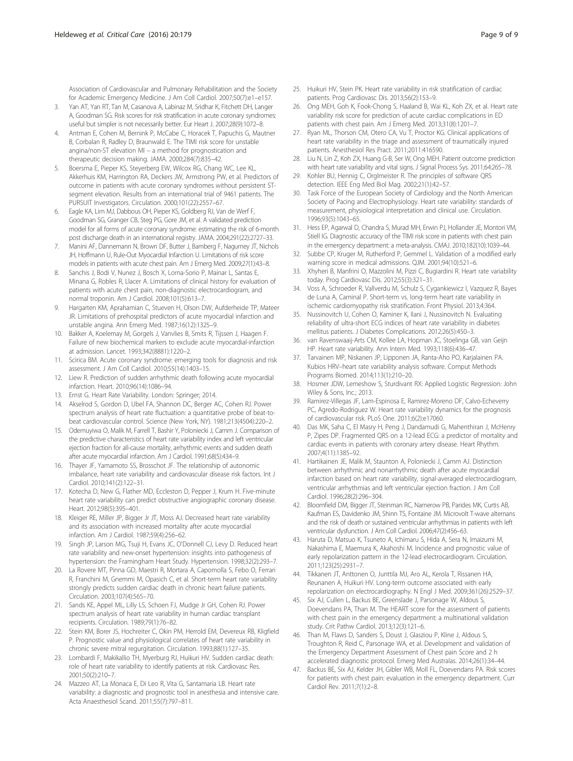Association of Cardiovascular and Pulmonary Rehabilitation and the Society for Academic Emergency Medicine. J Am Coll Cardiol. 2007;50(7):e1–e157.

3. Yan AT, Yan RT, Tan M, Casanova A, Labinaz M, Sridhar K, Fitchett DH, Langer A, Goodman SG. Risk scores for risk stratification in acute coronary syndromes: useful but simpler is not necessarily better. Eur Heart J. 2007;28(9):1072–8.
4. Antman E, Cohen M, Bernink P, McCabe C, Horacek T, Papuchis G, Mautner B, Corbalan R, Radley D, Braunwald E. The TIMI risk score for unstable angina/non-ST elevation MI – a method for prognostication and therapeutic decision making. JAMA. 2000;284(7):835–42.
5. Boersma E, Pieper KS, Steyerberg EW, Wilcox RG, Chang WC, Lee KL, Akkerhuis KM, Harrington RA, Deckers JW, Armstrong PW, et al. Predictors of outcome in patients with acute coronary syndromes without persistent ST-segment elevation. Results from an international trial of 9461 patients. The PURSUIT Investigators. Circulation. 2000;101(22):2557–67.
6. Eagle KA, Lim MJ, Dabbous OH, Pieper KS, Goldberg RJ, Van de Werf F, Goodman SG, Granger CB, Steg PG, Gore JM, et al. A validated prediction model for all forms of acute coronary syndrome: estimating the risk of 6-month post discharge death in an international registry. JAMA. 2004;291(22):2727–33.
7. Manini AF, Dannemann N, Brown DF, Butter J, Bamberg F, Nagurney JT, Nichols JH, Hoffmann U, Rule-Out Myocardial Infarction U. Limitations of risk score models in patients with acute chest pain. Am J Emerg Med. 2009;27(1):43–8.
8. Sanchis J, Bodi V, Nunez J, Bosch X, Lorna-Sorio P, Mainar L, Santas E, Minana G, Robles R, Llacer A. Limitations of clinical history for evaluation of patients with acute chest pain, non-diagnostic electrocardiogram, and normal troponin. Am J Cardiol. 2008;101(5):613–7.
9. Hargarten KM, Aprahamian C, Stueven H, Olson DW, Aufderheide TP, Mateer JR. Limitations of prehospital predictors of acute myocardial infarction and unstable angina. Ann Emerg Med. 1987;16(12):1325–9.
10. Bakker A, Koelemay M, Gorgels J, Vanvlies B, Smits R, Tijssen J, Haagen F. Failure of new biochemical markers to exclude acute myocardial-infarction at admission. Lancet. 1993;342(8881):1220–2.
11. Scirica BM. Acute coronary syndrome: emerging tools for diagnosis and risk assessment. J Am Coll Cardiol. 2010;55(14):1403–15.
12. Liew R. Prediction of sudden arrhythmic death following acute myocardial infarction. Heart. 2010;96(14):1086–94.
13. Ernst G. Heart Rate Variability. London: Springer; 2014.
14. Akselrod S, Gordon D, Ubel FA, Shannon DC, Berger AC, Cohen RJ. Power spectrum analysis of heart rate fluctuation: a quantitative probe of beat-to-beat cardiovascular control. Science (New York, NY). 1981;213(4504):220–2.
15. Odemuyiwa O, Malik M, Farrell T, Bashir Y, Poloniecki J, Camm J. Comparison of the predictive characteristics of heart rate variability index and left ventricular ejection fraction for all-cause mortality, arrhythmic events and sudden death after acute myocardial infarction. Am J Cardiol. 1991;68(5):434–9.
16. Thayer JF, Yamamoto SS, Brosschot JF. The relationship of autonomic imbalance, heart rate variability and cardiovascular disease risk factors. Int J Cardiol. 2010;141(2):122–31.
17. Kotecha D, New G, Flather MD, Eccleston D, Pepper J, Krum H. Five-minute heart rate variability can predict obstructive angiographic coronary disease. Heart. 2012;98(5):395–401.
18. Kleiger RE, Miller JP, Bigger Jr JT, Moss AJ. Decreased heart rate variability and its association with increased mortality after acute myocardial infarction. Am J Cardiol. 1987;59(4):256–62.
19. Singh JP, Larson MG, Tsuji H, Evans JC, O'Donnell CJ, Levy D. Reduced heart rate variability and new-onset hypertension: insights into pathogenesis of hypertension: the Framingham Heart Study. Hypertension. 1998;32(2):293–7.
20. La Rovere MT, Pinna GD, Maestri R, Mortara A, Capomolla S, Febo O, Ferrari R, Franchini M, Gnemmi M, Opasich C, et al. Short-term heart rate variability strongly predicts sudden cardiac death in chronic heart failure patients. Circulation. 2003;107(4):565–70.
21. Sands KE, Appel ML, Lilly LS, Schoen FJ, Mudge Jr GH, Cohen RJ. Power spectrum analysis of heart rate variability in human cardiac transplant recipients. Circulation. 1989;79(1):76–82.
22. Stein KM, Borer JS, Hochreiter C, Okin PM, Herrold EM, Devereux RB, Kligfield P. Prognostic value and physiological correlates of heart rate variability in chronic severe mitral regurgitation. Circulation. 1993;88(1):127–35.
23. Lombardi F, Makikallio TH, Myerburg RJ, Huikuri HV. Sudden cardiac death: role of heart rate variability to identify patients at risk. Cardiovasc Res. 2001;50(2):210–7.
24. Mazzeo AT, La Monaca E, Di Leo R, Vita G, Santamaria LB. Heart rate variability: a diagnostic and prognostic tool in anesthesia and intensive care. Acta Anaesthesiol Scand. 2011;55(7):797–811.
25. Huikuri HV, Stein PK. Heart rate variability in risk stratification of cardiac patients. Prog Cardiovasc Dis. 2013;56(2):153–9.
26. Ong MEH, Goh K, Fook-Chong S, Haaland B, Wai KL, Koh ZX, et al. Heart rate variability risk score for prediction of acute cardiac complications in ED patients with chest pain. Am J Emerg Med. 2013;31(8):1201–7.
27. Ryan ML, Thorson CM, Otero CA, Vu T, Proctor KG. Clinical applications of heart rate variability in the triage and assessment of traumatically injured patients. Anesthesiol Res Pract. 2011;2011:416590.
28. Liu N, Lin Z, Koh ZX, Huang G-B, Ser W, Ong MEH. Patient outcome prediction with heart rate variability and vital signs. J Signal Process Sys. 2011;64:265–78.
29. Kohler BU, Hennig C, Orglmeister R. The principles of software QRS detection. IEEE Eng Med Biol Mag. 2002;21(1):42–57.
30. Task Force of the European Society of Cardiology and the North American Society of Pacing and Electrophysiology. Heart rate variability: standards of measurement, physiological interpretation and clinical use. Circulation. 1996;93(5):1043–65.
31. Hess EP, Agarwal D, Chandra S, Murad MH, Erwin PJ, Hollander JE, Montori VM, Stiell IG. Diagnostic accuracy of the TIMI risk score in patients with chest pain in the emergency department: a meta-analysis. CMAJ. 2010;182(10):1039–44.
32. Subbe CP, Kruger M, Rutherford P, Gemmel L. Validation of a modified early warning score in medical admissions. QJM. 2001;94(10):521–6.
33. Xhyheri B, Manfrini O, Mazzolini M, Pizzi C, Bugiardini R. Heart rate variability today. Prog Cardiovasc Dis. 2012;55(3):321–31.
34. Voss A, Schroeder R, Vallverdu M, Schulz S, Cygankiewicz I, Vazquez R, Bayes de Luna A, Caminal P. Short-term vs. long-term heart rate variability in ischemic cardiomyopathy risk stratification. Front Physiol. 2013;4:364.
35. Nussinovitch U, Cohen O, Kaminer K, Ilani J, Nussinovitch N. Evaluating reliability of ultra-short ECG indices of heart rate variability in diabetes mellitus patients. J Diabetes Complications. 2012;26(5):450–3.
36. van Ravenswaaij-Arts CM, Kollee LA, Hopman JC, Stoelinga GB, van Geijn HP. Heart rate variability. Ann Intern Med. 1993;118(6):436–47.
37. Tarvainen MP, Niskanen JP, Lipponen JA, Ranta-Aho PO, Karjalainen PA. Kubios HRV–heart rate variability analysis software. Comput Methods Programs Biomed. 2014;113(1):210–20.
38. Hosmer JDW, Lemeshow S, Sturdivant RX: Applied Logistic Regression: John Wiley & Sons, Inc.; 2013.
39. Ramirez-Villegas JF, Lam-Espinosa E, Ramirez-Moreno DF, Calvo-Echeverry PC, Agredo-Rodriguez W. Heart rate variability dynamics for the prognosis of cardiovascular risk. PLoS One. 2011;6(2):e17060.
40. Das MK, Saha C, El Masry H, Peng J, Dandamudi G, Mahenthiran J, McHenry P, Zipes DP. Fragmented QRS on a 12-lead ECG: a predictor of mortality and cardiac events in patients with coronary artery disease. Heart Rhythm. 2007;4(11):1385–92.
41. Hartikainen JE, Malik M, Staunton A, Poloniecki J, Camm AJ. Distinction between arrhythmic and nonarrhythmic death after acute myocardial infarction based on heart rate variability, signal-averaged electrocardiogram, ventricular arrhythmias and left ventricular ejection fraction. J Am Coll Cardiol. 1996;28(2):296–304.
42. Bloomfield DM, Bigger JT, Steinman RC, Namerow PB, Parides MK, Curtis AB, Kaufman ES, Davidenko JM, Shinn TS, Fontaine JM. Microvolt T-wave alternans and the risk of death or sustained ventricular arrhythmias in patients with left ventricular dysfunction. J Am Coll Cardiol. 2006;47(2):456–63.
43. Haruta D, Matsuo K, Tsuneto A, Ichimaru S, Hida A, Sera N, Imaizumi M, Nakashima E, Maemura K, Akahoshi M. Incidence and prognostic value of early repolarization pattern in the 12-lead electrocardiogram. Circulation. 2011;123(25):2931–7.
44. Tikkanen JT, Anttonen O, Junttila MJ, Aro AL, Kerola T, Rissanen HA, Reunanen A, Huikuri HV. Long-term outcome associated with early repolarization on electrocardiography. N Engl J Med. 2009;361(26):2529–37.
45. Six AJ, Cullen L, Backus BE, Greenslade J, Parsonage W, Aldous S, Doevendans PA, Than M. The HEART score for the assessment of patients with chest pain in the emergency department: a multinational validation study. Crit Pathw Cardiol. 2013;12(3):121–6.
46. Than M, Flaws D, Sanders S, Doust J, Glasziou P, Kline J, Aldous S, Troughton R, Reid C, Parsonage WA, et al. Development and validation of the Emergency Department Assessment of Chest pain Score and 2 h accelerated diagnostic protocol. Emerg Med Australas. 2014;26(1):34–44.
47. Backus BE, Six AJ, Kelder JH, Gibler WB, Moll FL, Doevendans PA. Risk scores for patients with chest pain: evaluation in the emergency department. Curr Cardiol Rev. 2011;7(1):2–8.